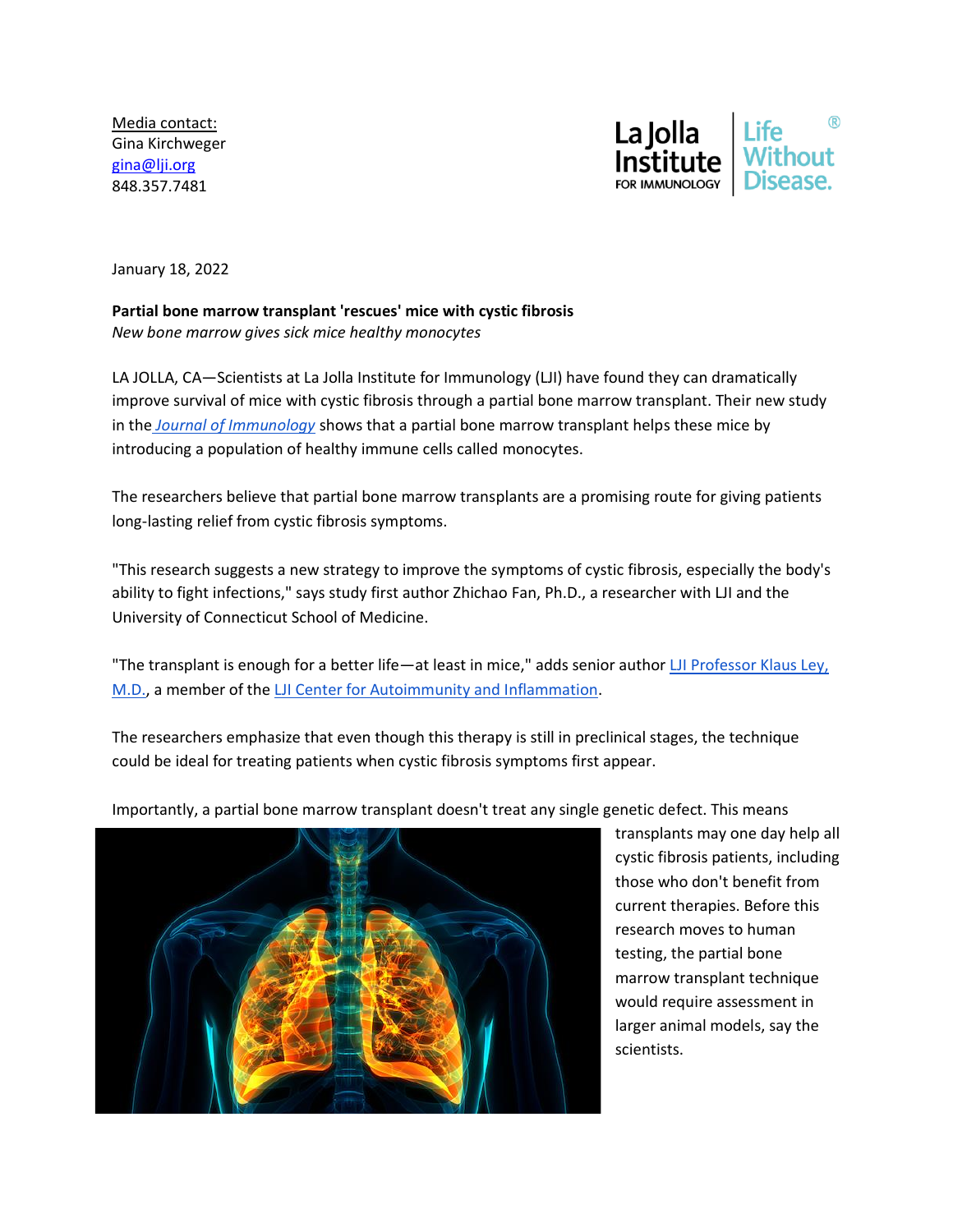Media contact:
Gina Kirchweger
gina@lji.org
848.357.7481

La Jolla Institute FOR IMMUNOLOGY | Life Without Disease.®

January 18, 2022

**Partial bone marrow transplant 'rescues' mice with cystic fibrosis**
*New bone marrow gives sick mice healthy monocytes*

LA JOLLA, CA—Scientists at La Jolla Institute for Immunology (LJI) have found they can dramatically improve survival of mice with cystic fibrosis through a partial bone marrow transplant. Their new study in the *Journal of Immunology* shows that a partial bone marrow transplant helps these mice by introducing a population of healthy immune cells called monocytes.

The researchers believe that partial bone marrow transplants are a promising route for giving patients long-lasting relief from cystic fibrosis symptoms.

"This research suggests a new strategy to improve the symptoms of cystic fibrosis, especially the body's ability to fight infections," says study first author Zhichao Fan, Ph.D., a researcher with LJI and the University of Connecticut School of Medicine.

"The transplant is enough for a better life—at least in mice," adds senior author LJI Professor Klaus Ley, M.D., a member of the LJI Center for Autoimmunity and Inflammation.

The researchers emphasize that even though this therapy is still in preclinical stages, the technique could be ideal for treating patients when cystic fibrosis symptoms first appear.

Importantly, a partial bone marrow transplant doesn't treat any single genetic defect. This means transplants may one day help all cystic fibrosis patients, including those who don't benefit from current therapies. Before this research moves to human testing, the partial bone marrow transplant technique would require assessment in larger animal models, say the scientists.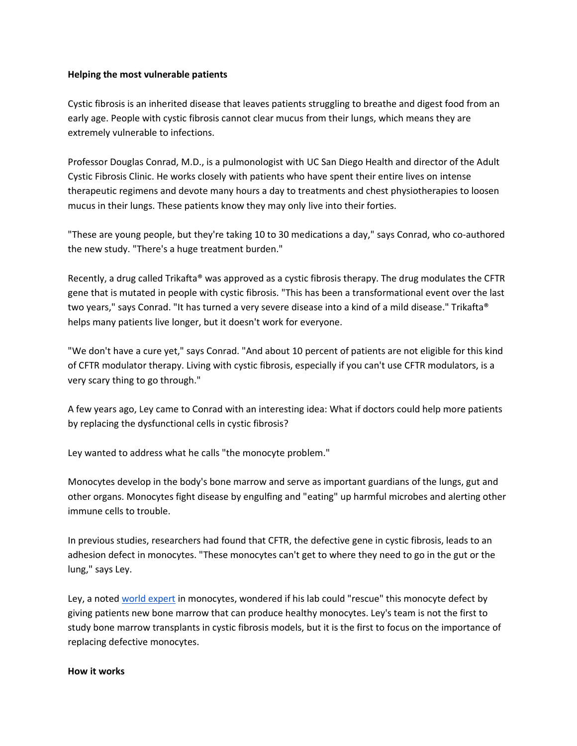**Helping the most vulnerable patients**

Cystic fibrosis is an inherited disease that leaves patients struggling to breathe and digest food from an early age. People with cystic fibrosis cannot clear mucus from their lungs, which means they are extremely vulnerable to infections.

Professor Douglas Conrad, M.D., is a pulmonologist with UC San Diego Health and director of the Adult Cystic Fibrosis Clinic. He works closely with patients who have spent their entire lives on intense therapeutic regimens and devote many hours a day to treatments and chest physiotherapies to loosen mucus in their lungs. These patients know they may only live into their forties.

"These are young people, but they're taking 10 to 30 medications a day," says Conrad, who co-authored the new study. "There's a huge treatment burden."

Recently, a drug called Trikafta® was approved as a cystic fibrosis therapy. The drug modulates the CFTR gene that is mutated in people with cystic fibrosis. "This has been a transformational event over the last two years," says Conrad. "It has turned a very severe disease into a kind of a mild disease." Trikafta® helps many patients live longer, but it doesn't work for everyone.

"We don't have a cure yet," says Conrad. "And about 10 percent of patients are not eligible for this kind of CFTR modulator therapy. Living with cystic fibrosis, especially if you can't use CFTR modulators, is a very scary thing to go through."

A few years ago, Ley came to Conrad with an interesting idea: What if doctors could help more patients by replacing the dysfunctional cells in cystic fibrosis?

Ley wanted to address what he calls "the monocyte problem."

Monocytes develop in the body's bone marrow and serve as important guardians of the lungs, gut and other organs. Monocytes fight disease by engulfing and "eating" up harmful microbes and alerting other immune cells to trouble.

In previous studies, researchers had found that CFTR, the defective gene in cystic fibrosis, leads to an adhesion defect in monocytes. "These monocytes can't get to where they need to go in the gut or the lung," says Ley.

Ley, a noted world expert in monocytes, wondered if his lab could "rescue" this monocyte defect by giving patients new bone marrow that can produce healthy monocytes. Ley's team is not the first to study bone marrow transplants in cystic fibrosis models, but it is the first to focus on the importance of replacing defective monocytes.

**How it works**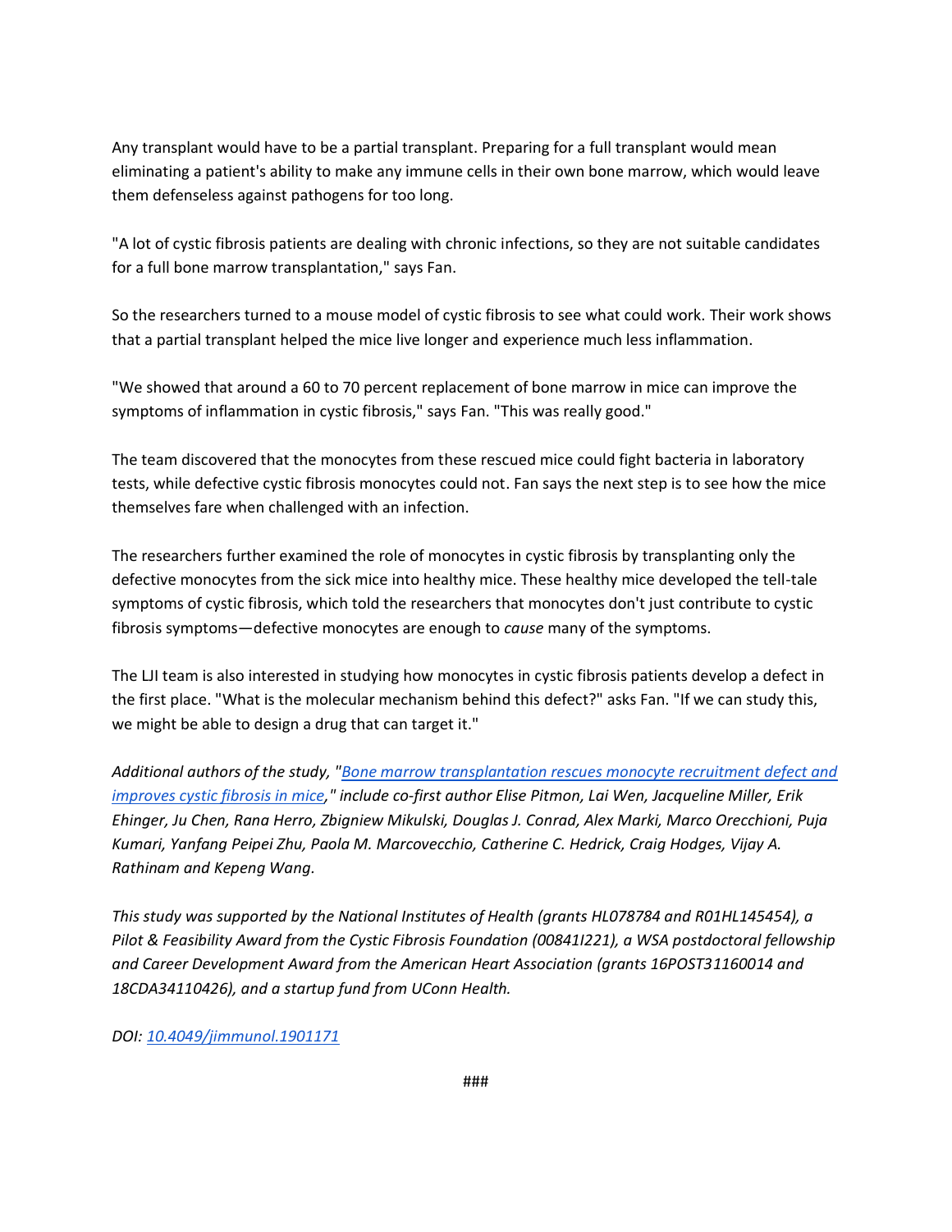Any transplant would have to be a partial transplant. Preparing for a full transplant would mean eliminating a patient's ability to make any immune cells in their own bone marrow, which would leave them defenseless against pathogens for too long.

"A lot of cystic fibrosis patients are dealing with chronic infections, so they are not suitable candidates for a full bone marrow transplantation," says Fan.

So the researchers turned to a mouse model of cystic fibrosis to see what could work. Their work shows that a partial transplant helped the mice live longer and experience much less inflammation.

"We showed that around a 60 to 70 percent replacement of bone marrow in mice can improve the symptoms of inflammation in cystic fibrosis," says Fan. "This was really good."

The team discovered that the monocytes from these rescued mice could fight bacteria in laboratory tests, while defective cystic fibrosis monocytes could not. Fan says the next step is to see how the mice themselves fare when challenged with an infection.

The researchers further examined the role of monocytes in cystic fibrosis by transplanting only the defective monocytes from the sick mice into healthy mice. These healthy mice developed the tell-tale symptoms of cystic fibrosis, which told the researchers that monocytes don't just contribute to cystic fibrosis symptoms—defective monocytes are enough to *cause* many of the symptoms.

The LJI team is also interested in studying how monocytes in cystic fibrosis patients develop a defect in the first place. "What is the molecular mechanism behind this defect?" asks Fan. "If we can study this, we might be able to design a drug that can target it."

*Additional authors of the study, "[Bone marrow transplantation rescues monocyte recruitment defect and improves cystic fibrosis in mice](https://doi.org/10.4049/jimmunol.1901171)," include co-first author Elise Pitmon, Lai Wen, Jacqueline Miller, Erik Ehinger, Ju Chen, Rana Herro, Zbigniew Mikulski, Douglas J. Conrad, Alex Marki, Marco Orecchioni, Puja Kumari, Yanfang Peipei Zhu, Paola M. Marcovecchio, Catherine C. Hedrick, Craig Hodges, Vijay A. Rathinam and Kepeng Wang.*

*This study was supported by the National Institutes of Health (grants HL078784 and R01HL145454), a Pilot & Feasibility Award from the Cystic Fibrosis Foundation (00841I221), a WSA postdoctoral fellowship and Career Development Award from the American Heart Association (grants 16POST31160014 and 18CDA34110426), and a startup fund from UConn Health.*

*DOI: [10.4049/jimmunol.1901171](https://doi.org/10.4049/jimmunol.1901171)*

###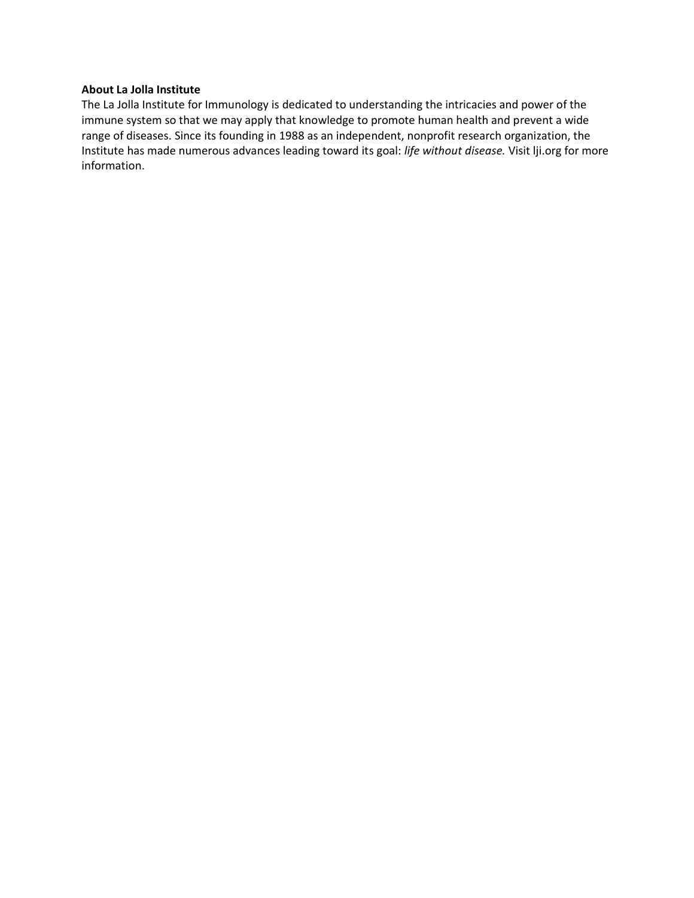**About La Jolla Institute**

The La Jolla Institute for Immunology is dedicated to understanding the intricacies and power of the immune system so that we may apply that knowledge to promote human health and prevent a wide range of diseases. Since its founding in 1988 as an independent, nonprofit research organization, the Institute has made numerous advances leading toward its goal: *life without disease.* Visit lji.org for more information.